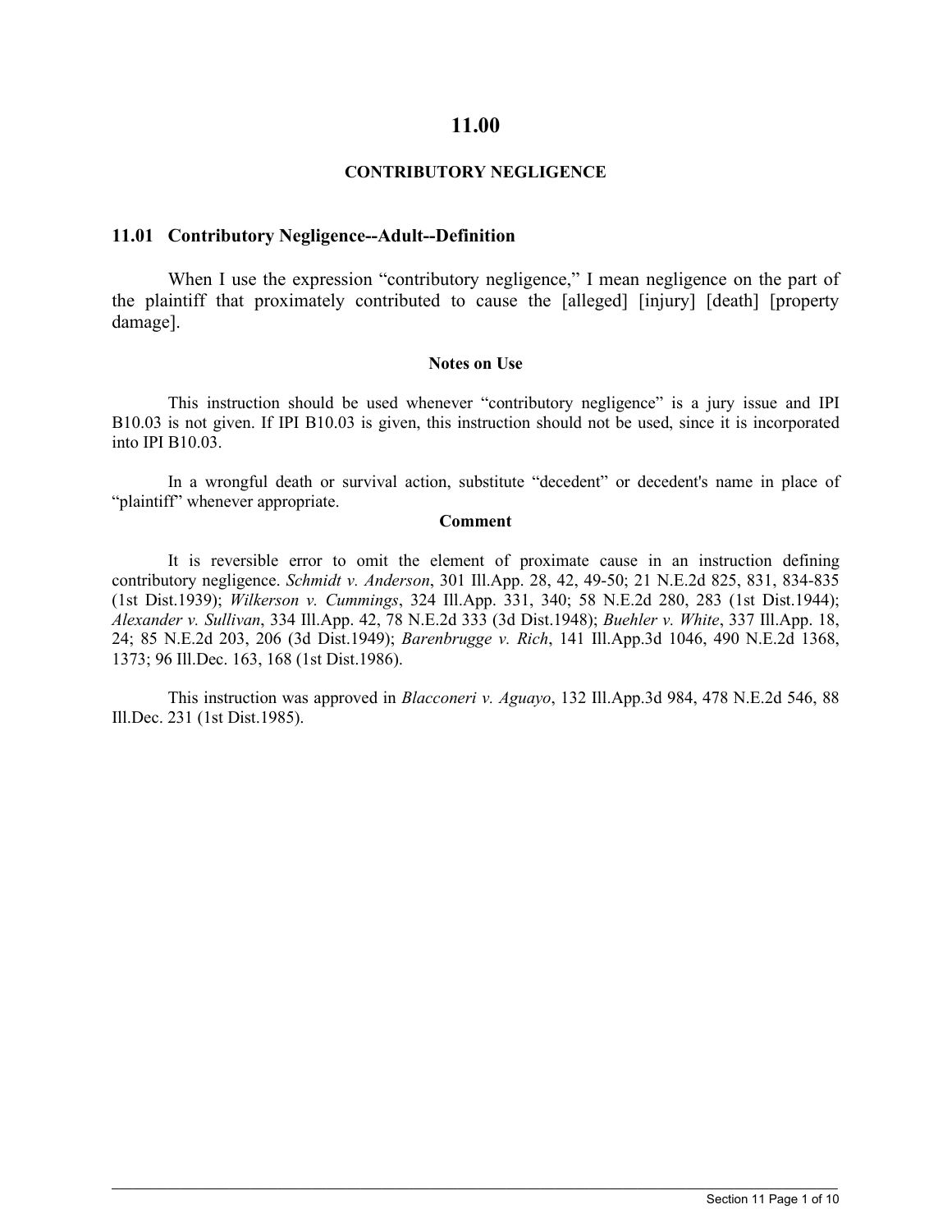# 11.00

## CONTRIBUTORY NEGLIGENCE

### 11.01 Contributory Negligence--Adult--Definition

When I use the expression "contributory negligence," I mean negligence on the part of the plaintiff that proximately contributed to cause the [alleged] [injury] [death] [property damage].

#### Notes on Use

This instruction should be used whenever "contributory negligence" is a jury issue and IPI B10.03 is not given. If IPI B10.03 is given, this instruction should not be used, since it is incorporated into IPI B10.03.

In a wrongful death or survival action, substitute "decedent" or decedent's name in place of "plaintiff" whenever appropriate.

#### Comment

It is reversible error to omit the element of proximate cause in an instruction defining contributory negligence. *Schmidt v. Anderson*, 301 Ill.App. 28, 42, 49-50; 21 N.E.2d 825, 831, 834-835 (1st Dist.1939); *Wilkerson v. Cummings*, 324 Ill.App. 331, 340; 58 N.E.2d 280, 283 (1st Dist.1944); *Alexander v. Sullivan*, 334 Ill.App. 42, 78 N.E.2d 333 (3d Dist.1948); *Buehler v. White*, 337 Ill.App. 18, 24; 85 N.E.2d 203, 206 (3d Dist.1949); *Barenbrugge v. Rich*, 141 Ill.App.3d 1046, 490 N.E.2d 1368, 1373; 96 Ill.Dec. 163, 168 (1st Dist.1986).

This instruction was approved in *Blacconeri v. Aguayo*, 132 Ill.App.3d 984, 478 N.E.2d 546, 88 Ill.Dec. 231 (1st Dist.1985).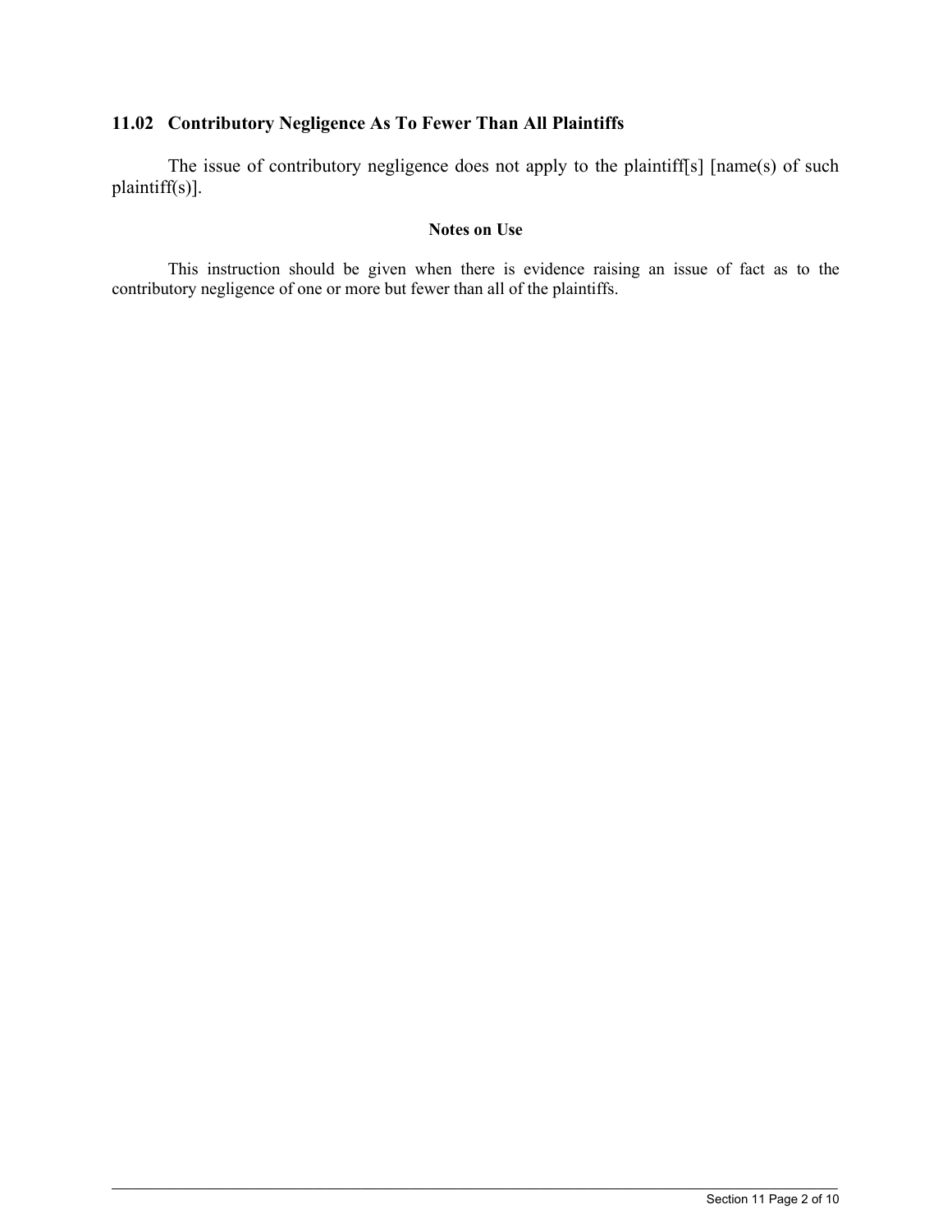## 11.02 Contributory Negligence As To Fewer Than All Plaintiffs

The issue of contributory negligence does not apply to the plaintiff[s] [name(s) of such plaintiff(s)].

### Notes on Use

This instruction should be given when there is evidence raising an issue of fact as to the contributory negligence of one or more but fewer than all of the plaintiffs.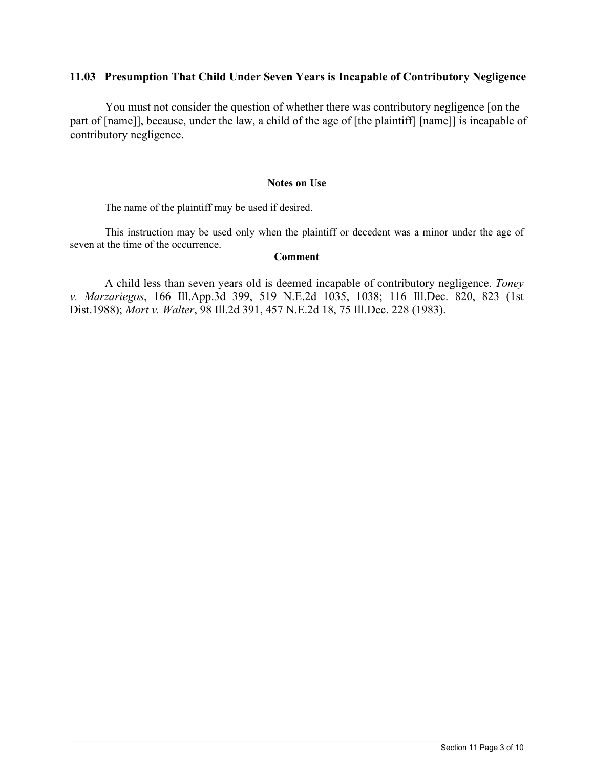## 11.03 Presumption That Child Under Seven Years is Incapable of Contributory Negligence

You must not consider the question of whether there was contributory negligence [on the part of [name]], because, under the law, a child of the age of [the plaintiff] [name]] is incapable of contributory negligence.

### Notes on Use

The name of the plaintiff may be used if desired.

This instruction may be used only when the plaintiff or decedent was a minor under the age of seven at the time of the occurrence.

### Comment

A child less than seven years old is deemed incapable of contributory negligence. *Toney v. Marzariegos*, 166 Ill.App.3d 399, 519 N.E.2d 1035, 1038; 116 Ill.Dec. 820, 823 (1st Dist.1988); *Mort v. Walter*, 98 Ill.2d 391, 457 N.E.2d 18, 75 Ill.Dec. 228 (1983).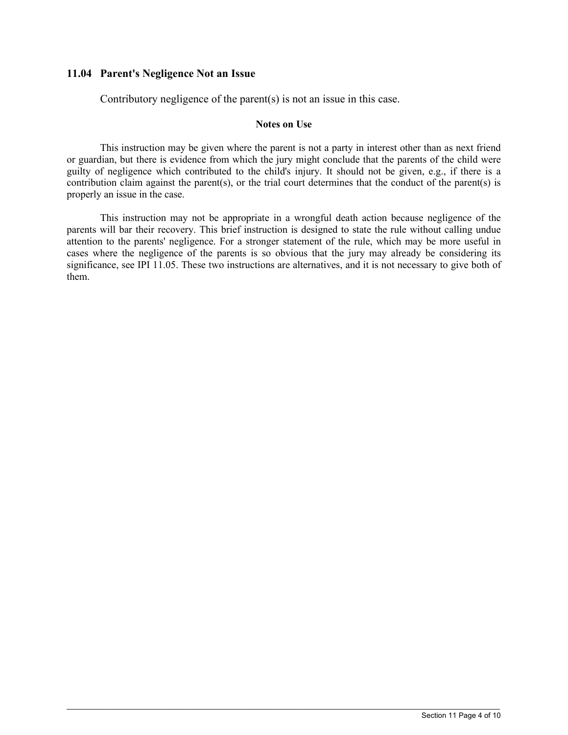## 11.04 Parent's Negligence Not an Issue

Contributory negligence of the parent(s) is not an issue in this case.

**Notes on Use**

This instruction may be given where the parent is not a party in interest other than as next friend or guardian, but there is evidence from which the jury might conclude that the parents of the child were guilty of negligence which contributed to the child's injury. It should not be given, e.g., if there is a contribution claim against the parent(s), or the trial court determines that the conduct of the parent(s) is properly an issue in the case.

This instruction may not be appropriate in a wrongful death action because negligence of the parents will bar their recovery. This brief instruction is designed to state the rule without calling undue attention to the parents' negligence. For a stronger statement of the rule, which may be more useful in cases where the negligence of the parents is so obvious that the jury may already be considering its significance, see IPI 11.05. These two instructions are alternatives, and it is not necessary to give both of them.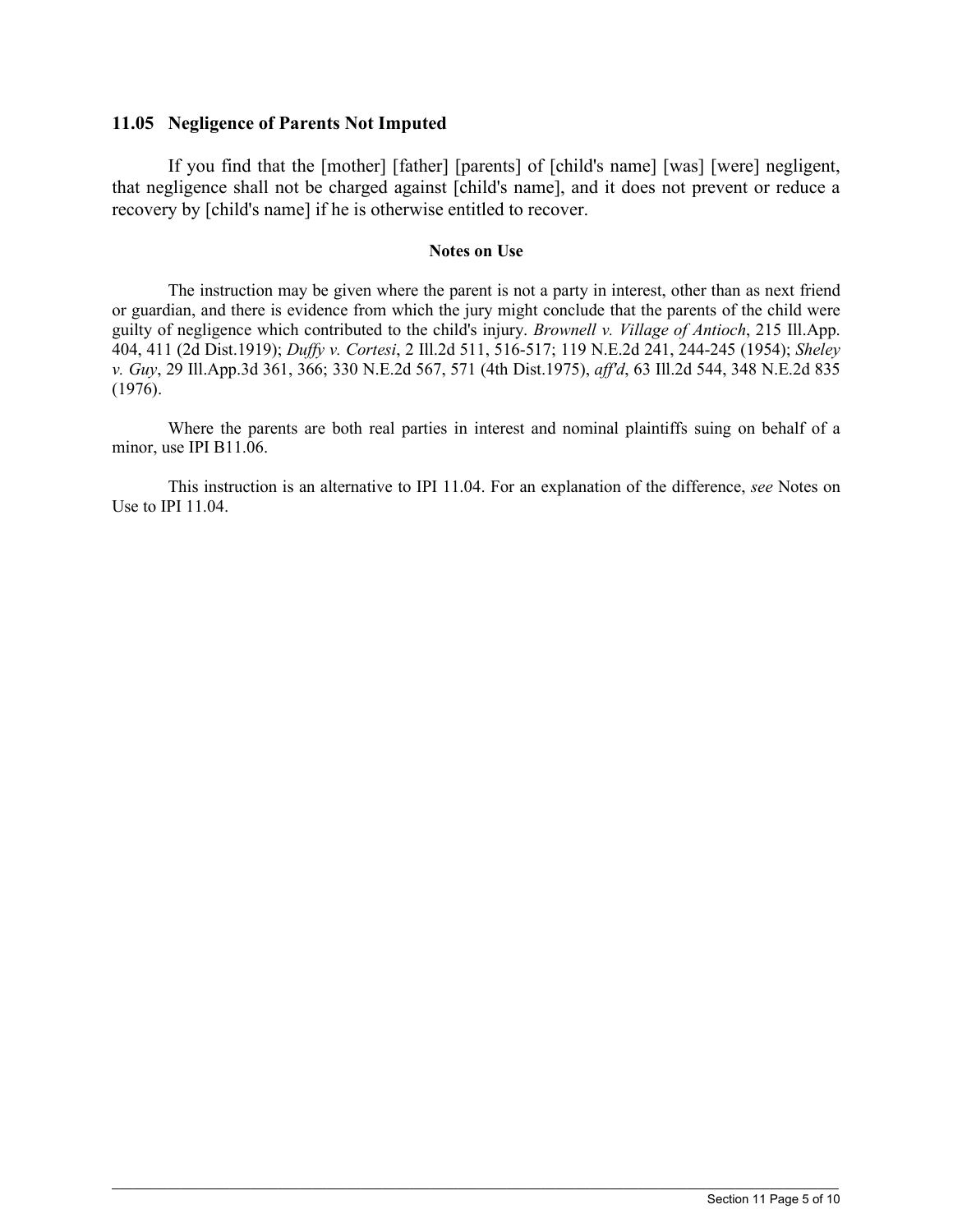## 11.05 Negligence of Parents Not Imputed

If you find that the [mother] [father] [parents] of [child's name] [was] [were] negligent, that negligence shall not be charged against [child's name], and it does not prevent or reduce a recovery by [child's name] if he is otherwise entitled to recover.

### Notes on Use

The instruction may be given where the parent is not a party in interest, other than as next friend or guardian, and there is evidence from which the jury might conclude that the parents of the child were guilty of negligence which contributed to the child's injury. *Brownell v. Village of Antioch*, 215 Ill.App. 404, 411 (2d Dist.1919); *Duffy v. Cortesi*, 2 Ill.2d 511, 516-517; 119 N.E.2d 241, 244-245 (1954); *Sheley v. Guy*, 29 Ill.App.3d 361, 366; 330 N.E.2d 567, 571 (4th Dist.1975), *aff'd*, 63 Ill.2d 544, 348 N.E.2d 835 (1976).

Where the parents are both real parties in interest and nominal plaintiffs suing on behalf of a minor, use IPI B11.06.

This instruction is an alternative to IPI 11.04. For an explanation of the difference, *see* Notes on Use to IPI 11.04.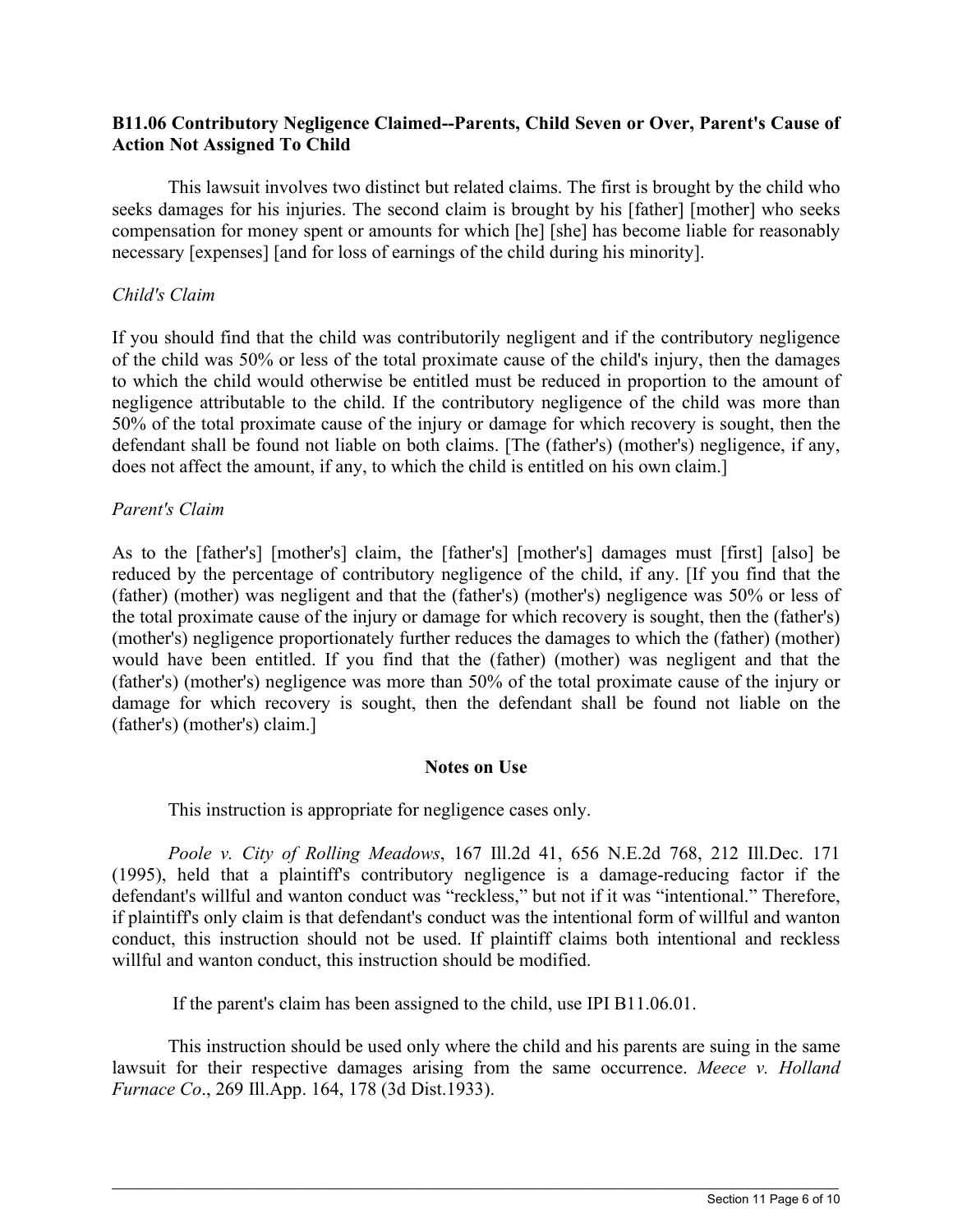**B11.06 Contributory Negligence Claimed--Parents, Child Seven or Over, Parent's Cause of Action Not Assigned To Child**

This lawsuit involves two distinct but related claims. The first is brought by the child who seeks damages for his injuries. The second claim is brought by his [father] [mother] who seeks compensation for money spent or amounts for which [he] [she] has become liable for reasonably necessary [expenses] [and for loss of earnings of the child during his minority].

*Child's Claim*

If you should find that the child was contributorily negligent and if the contributory negligence of the child was 50% or less of the total proximate cause of the child's injury, then the damages to which the child would otherwise be entitled must be reduced in proportion to the amount of negligence attributable to the child. If the contributory negligence of the child was more than 50% of the total proximate cause of the injury or damage for which recovery is sought, then the defendant shall be found not liable on both claims. [The (father's) (mother's) negligence, if any, does not affect the amount, if any, to which the child is entitled on his own claim.]

*Parent's Claim*

As to the [father's] [mother's] claim, the [father's] [mother's] damages must [first] [also] be reduced by the percentage of contributory negligence of the child, if any. [If you find that the (father) (mother) was negligent and that the (father's) (mother's) negligence was 50% or less of the total proximate cause of the injury or damage for which recovery is sought, then the (father's) (mother's) negligence proportionately further reduces the damages to which the (father) (mother) would have been entitled. If you find that the (father) (mother) was negligent and that the (father's) (mother's) negligence was more than 50% of the total proximate cause of the injury or damage for which recovery is sought, then the defendant shall be found not liable on the (father's) (mother's) claim.]

**Notes on Use**

This instruction is appropriate for negligence cases only.

*Poole v. City of Rolling Meadows*, 167 Ill.2d 41, 656 N.E.2d 768, 212 Ill.Dec. 171 (1995), held that a plaintiff's contributory negligence is a damage-reducing factor if the defendant's willful and wanton conduct was "reckless," but not if it was "intentional." Therefore, if plaintiff's only claim is that defendant's conduct was the intentional form of willful and wanton conduct, this instruction should not be used. If plaintiff claims both intentional and reckless willful and wanton conduct, this instruction should be modified.

If the parent's claim has been assigned to the child, use IPI B11.06.01.

This instruction should be used only where the child and his parents are suing in the same lawsuit for their respective damages arising from the same occurrence. *Meece v. Holland Furnace Co*., 269 Ill.App. 164, 178 (3d Dist.1933).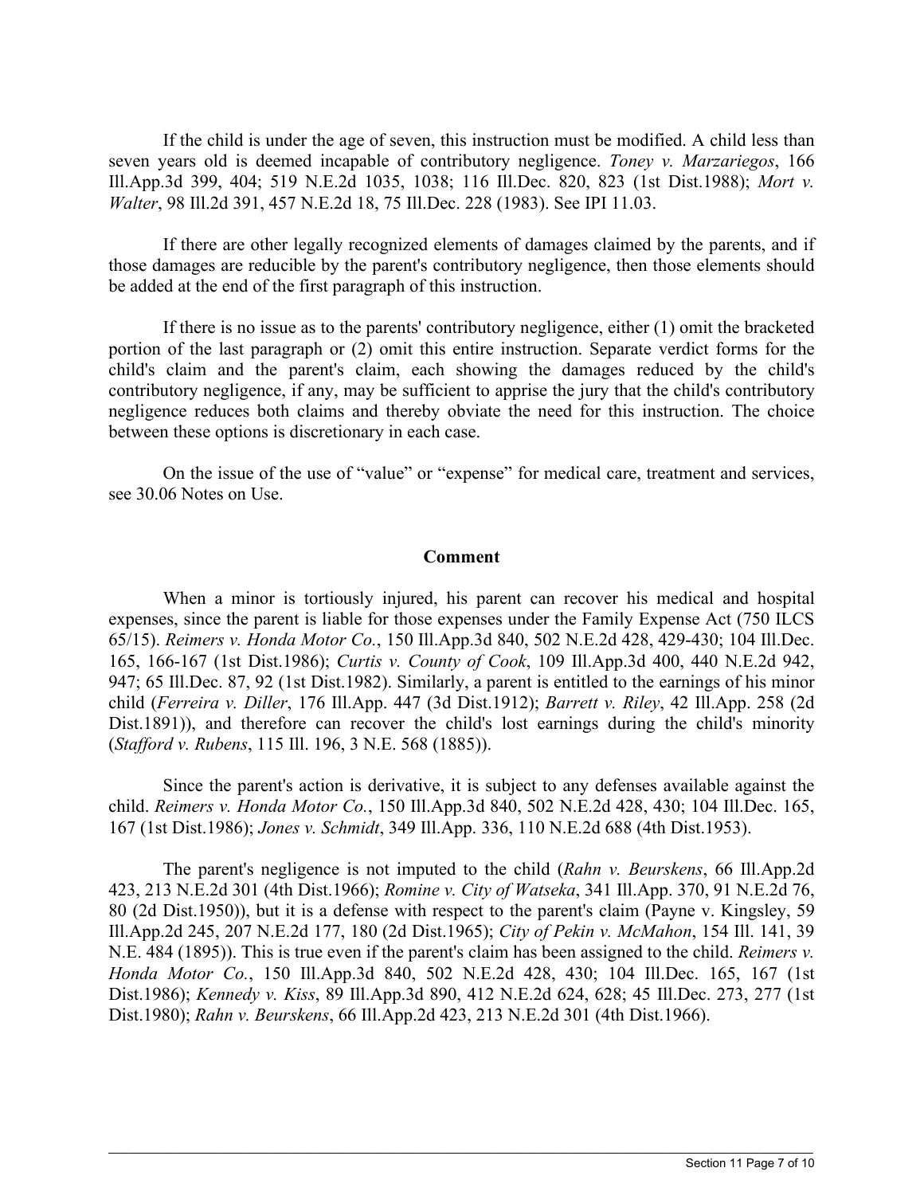If the child is under the age of seven, this instruction must be modified. A child less than seven years old is deemed incapable of contributory negligence. *Toney v. Marzariegos*, 166 Ill.App.3d 399, 404; 519 N.E.2d 1035, 1038; 116 Ill.Dec. 820, 823 (1st Dist.1988); *Mort v. Walter*, 98 Ill.2d 391, 457 N.E.2d 18, 75 Ill.Dec. 228 (1983). See IPI 11.03.

If there are other legally recognized elements of damages claimed by the parents, and if those damages are reducible by the parent's contributory negligence, then those elements should be added at the end of the first paragraph of this instruction.

If there is no issue as to the parents' contributory negligence, either (1) omit the bracketed portion of the last paragraph or (2) omit this entire instruction. Separate verdict forms for the child's claim and the parent's claim, each showing the damages reduced by the child's contributory negligence, if any, may be sufficient to apprise the jury that the child's contributory negligence reduces both claims and thereby obviate the need for this instruction. The choice between these options is discretionary in each case.

On the issue of the use of "value" or "expense" for medical care, treatment and services, see 30.06 Notes on Use.

## Comment

When a minor is tortiously injured, his parent can recover his medical and hospital expenses, since the parent is liable for those expenses under the Family Expense Act (750 ILCS 65/15). *Reimers v. Honda Motor Co.*, 150 Ill.App.3d 840, 502 N.E.2d 428, 429-430; 104 Ill.Dec. 165, 166-167 (1st Dist.1986); *Curtis v. County of Cook*, 109 Ill.App.3d 400, 440 N.E.2d 942, 947; 65 Ill.Dec. 87, 92 (1st Dist.1982). Similarly, a parent is entitled to the earnings of his minor child (*Ferreira v. Diller*, 176 Ill.App. 447 (3d Dist.1912); *Barrett v. Riley*, 42 Ill.App. 258 (2d Dist.1891)), and therefore can recover the child's lost earnings during the child's minority (*Stafford v. Rubens*, 115 Ill. 196, 3 N.E. 568 (1885)).

Since the parent's action is derivative, it is subject to any defenses available against the child. *Reimers v. Honda Motor Co.*, 150 Ill.App.3d 840, 502 N.E.2d 428, 430; 104 Ill.Dec. 165, 167 (1st Dist.1986); *Jones v. Schmidt*, 349 Ill.App. 336, 110 N.E.2d 688 (4th Dist.1953).

The parent's negligence is not imputed to the child (*Rahn v. Beurskens*, 66 Ill.App.2d 423, 213 N.E.2d 301 (4th Dist.1966); *Romine v. City of Watseka*, 341 Ill.App. 370, 91 N.E.2d 76, 80 (2d Dist.1950)), but it is a defense with respect to the parent's claim (Payne v. Kingsley, 59 Ill.App.2d 245, 207 N.E.2d 177, 180 (2d Dist.1965); *City of Pekin v. McMahon*, 154 Ill. 141, 39 N.E. 484 (1895)). This is true even if the parent's claim has been assigned to the child. *Reimers v. Honda Motor Co.*, 150 Ill.App.3d 840, 502 N.E.2d 428, 430; 104 Ill.Dec. 165, 167 (1st Dist.1986); *Kennedy v. Kiss*, 89 Ill.App.3d 890, 412 N.E.2d 624, 628; 45 Ill.Dec. 273, 277 (1st Dist.1980); *Rahn v. Beurskens*, 66 Ill.App.2d 423, 213 N.E.2d 301 (4th Dist.1966).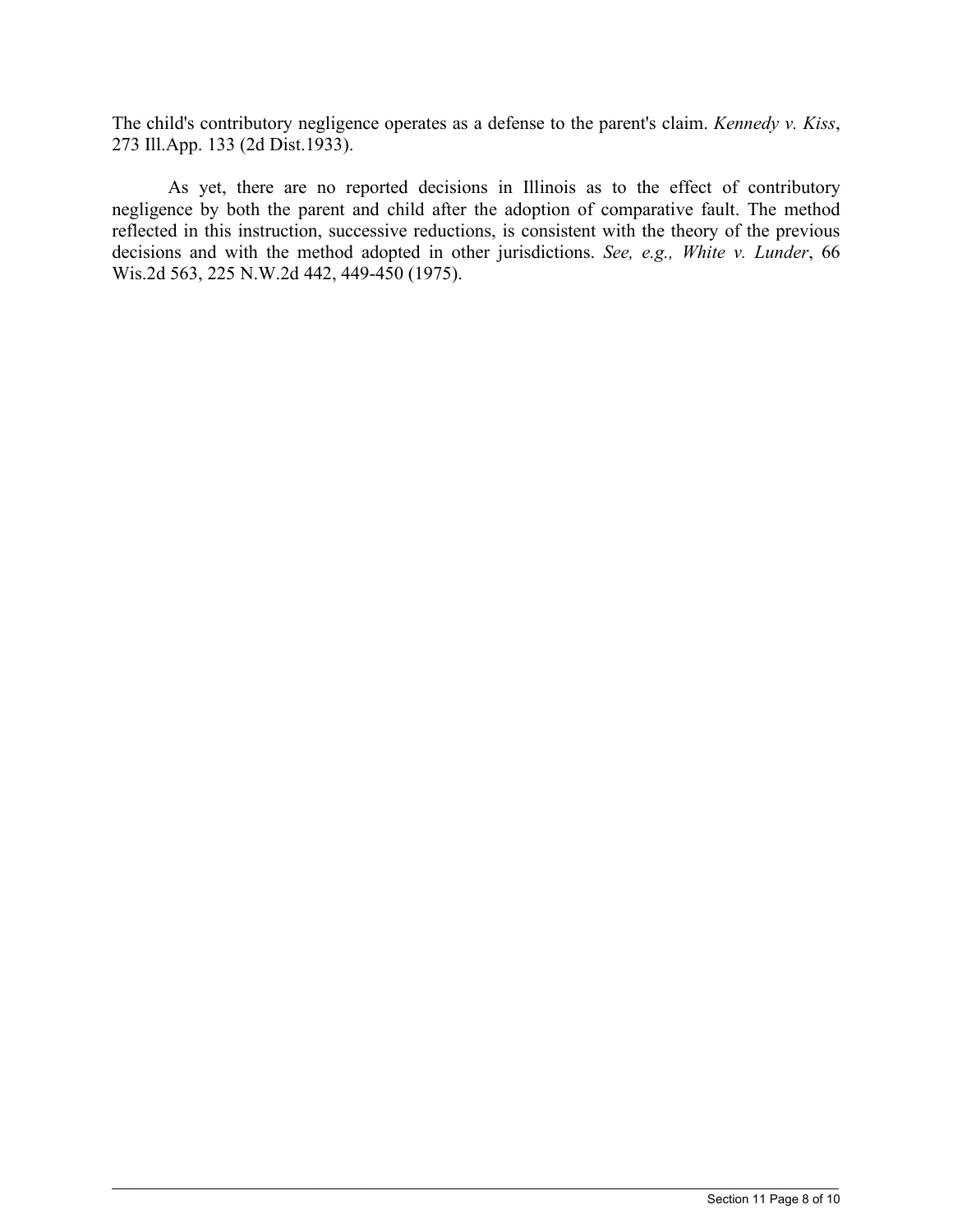The child's contributory negligence operates as a defense to the parent's claim. *Kennedy v. Kiss*, 273 Ill.App. 133 (2d Dist.1933).

As yet, there are no reported decisions in Illinois as to the effect of contributory negligence by both the parent and child after the adoption of comparative fault. The method reflected in this instruction, successive reductions, is consistent with the theory of the previous decisions and with the method adopted in other jurisdictions. *See, e.g., White v. Lunder*, 66 Wis.2d 563, 225 N.W.2d 442, 449-450 (1975).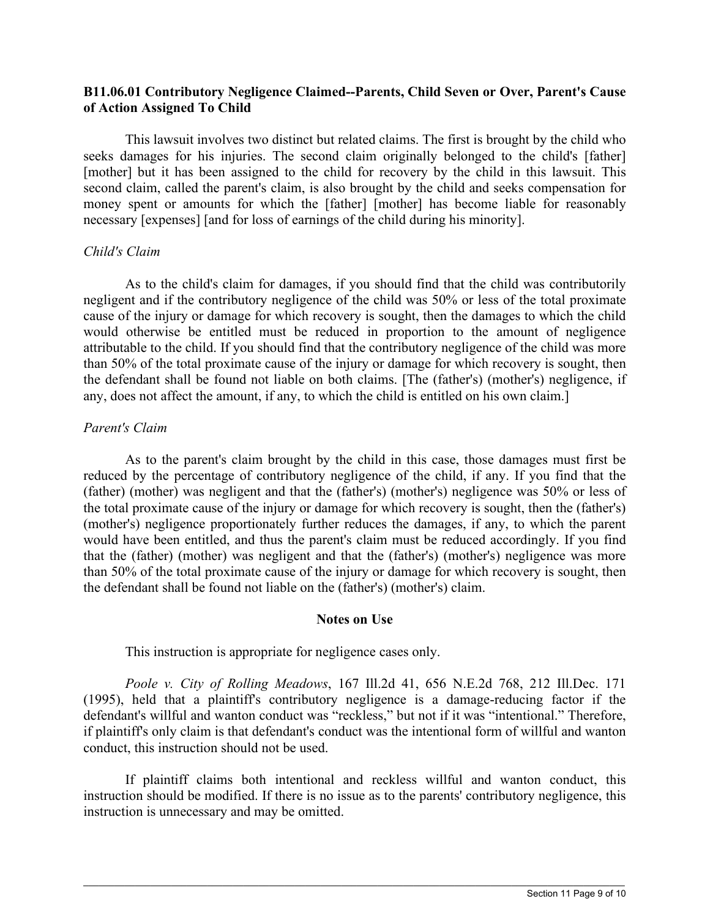**B11.06.01 Contributory Negligence Claimed--Parents, Child Seven or Over, Parent's Cause of Action Assigned To Child**

This lawsuit involves two distinct but related claims. The first is brought by the child who seeks damages for his injuries. The second claim originally belonged to the child's [father] [mother] but it has been assigned to the child for recovery by the child in this lawsuit. This second claim, called the parent's claim, is also brought by the child and seeks compensation for money spent or amounts for which the [father] [mother] has become liable for reasonably necessary [expenses] [and for loss of earnings of the child during his minority].

*Child's Claim*

As to the child's claim for damages, if you should find that the child was contributorily negligent and if the contributory negligence of the child was 50% or less of the total proximate cause of the injury or damage for which recovery is sought, then the damages to which the child would otherwise be entitled must be reduced in proportion to the amount of negligence attributable to the child. If you should find that the contributory negligence of the child was more than 50% of the total proximate cause of the injury or damage for which recovery is sought, then the defendant shall be found not liable on both claims. [The (father's) (mother's) negligence, if any, does not affect the amount, if any, to which the child is entitled on his own claim.]

*Parent's Claim*

As to the parent's claim brought by the child in this case, those damages must first be reduced by the percentage of contributory negligence of the child, if any. If you find that the (father) (mother) was negligent and that the (father's) (mother's) negligence was 50% or less of the total proximate cause of the injury or damage for which recovery is sought, then the (father's) (mother's) negligence proportionately further reduces the damages, if any, to which the parent would have been entitled, and thus the parent's claim must be reduced accordingly. If you find that the (father) (mother) was negligent and that the (father's) (mother's) negligence was more than 50% of the total proximate cause of the injury or damage for which recovery is sought, then the defendant shall be found not liable on the (father's) (mother's) claim.

**Notes on Use**

This instruction is appropriate for negligence cases only.

*Poole v. City of Rolling Meadows*, 167 Ill.2d 41, 656 N.E.2d 768, 212 Ill.Dec. 171 (1995), held that a plaintiff's contributory negligence is a damage-reducing factor if the defendant's willful and wanton conduct was "reckless," but not if it was "intentional." Therefore, if plaintiff's only claim is that defendant's conduct was the intentional form of willful and wanton conduct, this instruction should not be used.

If plaintiff claims both intentional and reckless willful and wanton conduct, this instruction should be modified. If there is no issue as to the parents' contributory negligence, this instruction is unnecessary and may be omitted.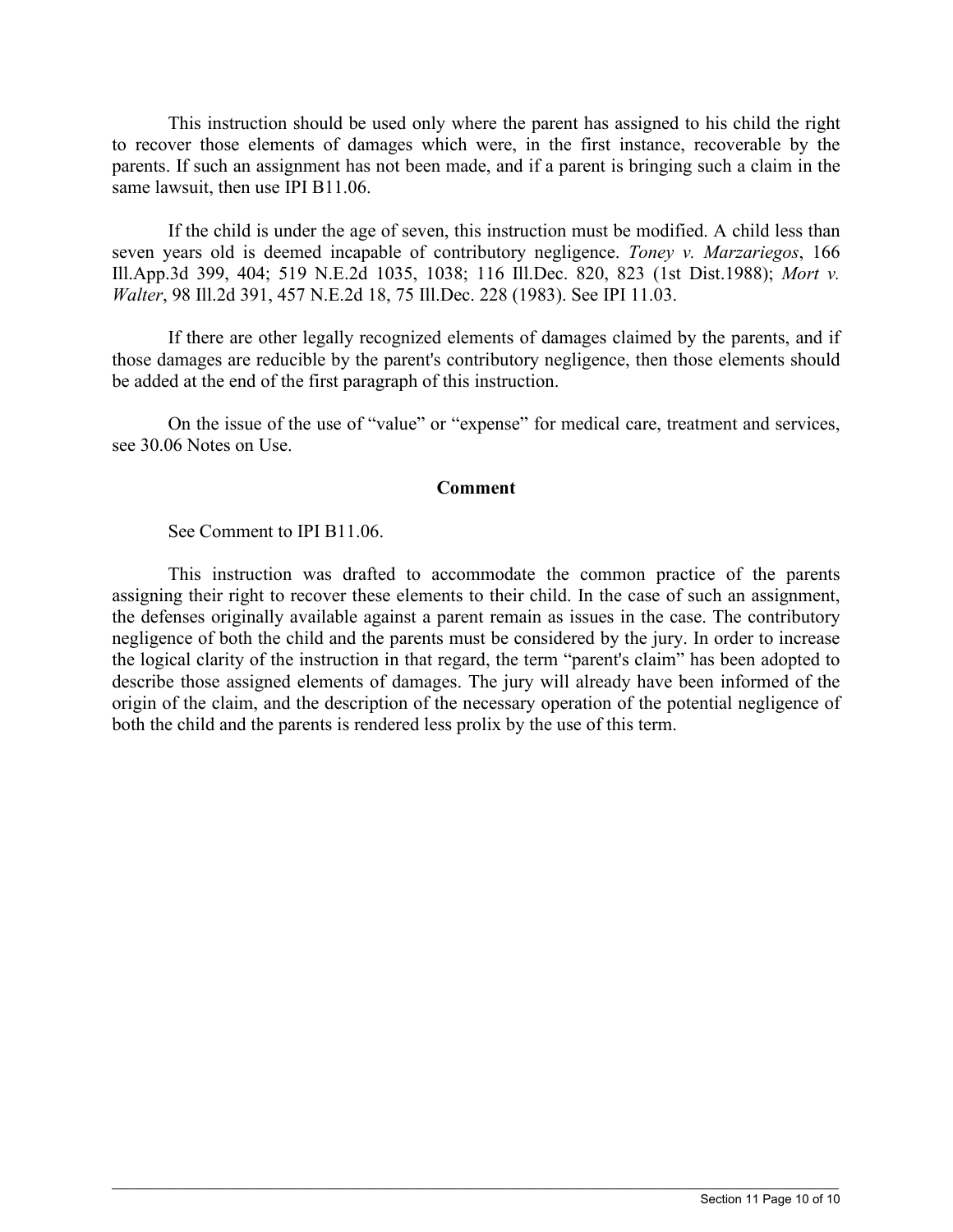This instruction should be used only where the parent has assigned to his child the right to recover those elements of damages which were, in the first instance, recoverable by the parents. If such an assignment has not been made, and if a parent is bringing such a claim in the same lawsuit, then use IPI B11.06.

If the child is under the age of seven, this instruction must be modified. A child less than seven years old is deemed incapable of contributory negligence. *Toney v. Marzariegos*, 166 Ill.App.3d 399, 404; 519 N.E.2d 1035, 1038; 116 Ill.Dec. 820, 823 (1st Dist.1988); *Mort v. Walter*, 98 Ill.2d 391, 457 N.E.2d 18, 75 Ill.Dec. 228 (1983). See IPI 11.03.

If there are other legally recognized elements of damages claimed by the parents, and if those damages are reducible by the parent's contributory negligence, then those elements should be added at the end of the first paragraph of this instruction.

On the issue of the use of "value" or "expense" for medical care, treatment and services, see 30.06 Notes on Use.

**Comment**

See Comment to IPI B11.06.

This instruction was drafted to accommodate the common practice of the parents assigning their right to recover these elements to their child. In the case of such an assignment, the defenses originally available against a parent remain as issues in the case. The contributory negligence of both the child and the parents must be considered by the jury. In order to increase the logical clarity of the instruction in that regard, the term "parent's claim" has been adopted to describe those assigned elements of damages. The jury will already have been informed of the origin of the claim, and the description of the necessary operation of the potential negligence of both the child and the parents is rendered less prolix by the use of this term.